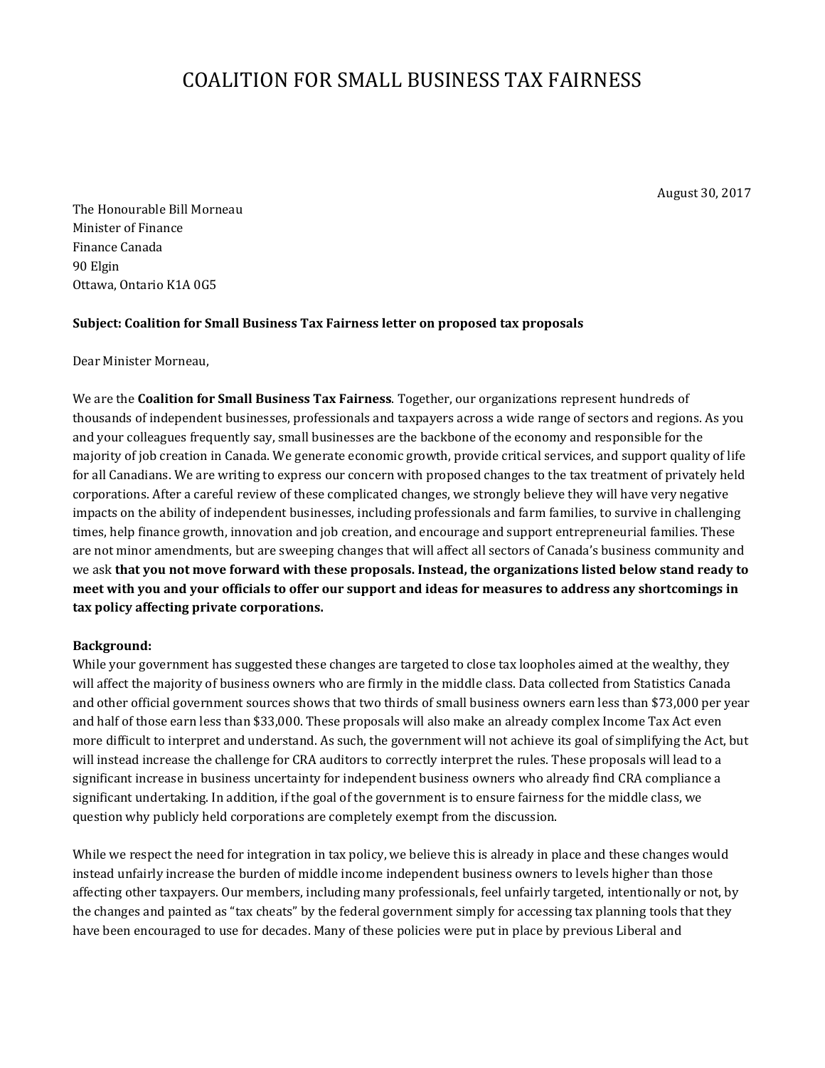# COALITION FOR SMALL BUSINESS TAX FAIRNESS

August 30, 2017

The Honourable Bill Morneau
Minister of Finance
Finance Canada
90 Elgin
Ottawa, Ontario K1A 0G5

**Subject: Coalition for Small Business Tax Fairness letter on proposed tax proposals**

Dear Minister Morneau,

We are the **Coalition for Small Business Tax Fairness**. Together, our organizations represent hundreds of thousands of independent businesses, professionals and taxpayers across a wide range of sectors and regions. As you and your colleagues frequently say, small businesses are the backbone of the economy and responsible for the majority of job creation in Canada. We generate economic growth, provide critical services, and support quality of life for all Canadians. We are writing to express our concern with proposed changes to the tax treatment of privately held corporations. After a careful review of these complicated changes, we strongly believe they will have very negative impacts on the ability of independent businesses, including professionals and farm families, to survive in challenging times, help finance growth, innovation and job creation, and encourage and support entrepreneurial families. These are not minor amendments, but are sweeping changes that will affect all sectors of Canada's business community and we ask **that you not move forward with these proposals. Instead, the organizations listed below stand ready to meet with you and your officials to offer our support and ideas for measures to address any shortcomings in tax policy affecting private corporations.**

**Background:**

While your government has suggested these changes are targeted to close tax loopholes aimed at the wealthy, they will affect the majority of business owners who are firmly in the middle class. Data collected from Statistics Canada and other official government sources shows that two thirds of small business owners earn less than $73,000 per year and half of those earn less than $33,000. These proposals will also make an already complex Income Tax Act even more difficult to interpret and understand. As such, the government will not achieve its goal of simplifying the Act, but will instead increase the challenge for CRA auditors to correctly interpret the rules. These proposals will lead to a significant increase in business uncertainty for independent business owners who already find CRA compliance a significant undertaking. In addition, if the goal of the government is to ensure fairness for the middle class, we question why publicly held corporations are completely exempt from the discussion.

While we respect the need for integration in tax policy, we believe this is already in place and these changes would instead unfairly increase the burden of middle income independent business owners to levels higher than those affecting other taxpayers. Our members, including many professionals, feel unfairly targeted, intentionally or not, by the changes and painted as "tax cheats" by the federal government simply for accessing tax planning tools that they have been encouraged to use for decades. Many of these policies were put in place by previous Liberal and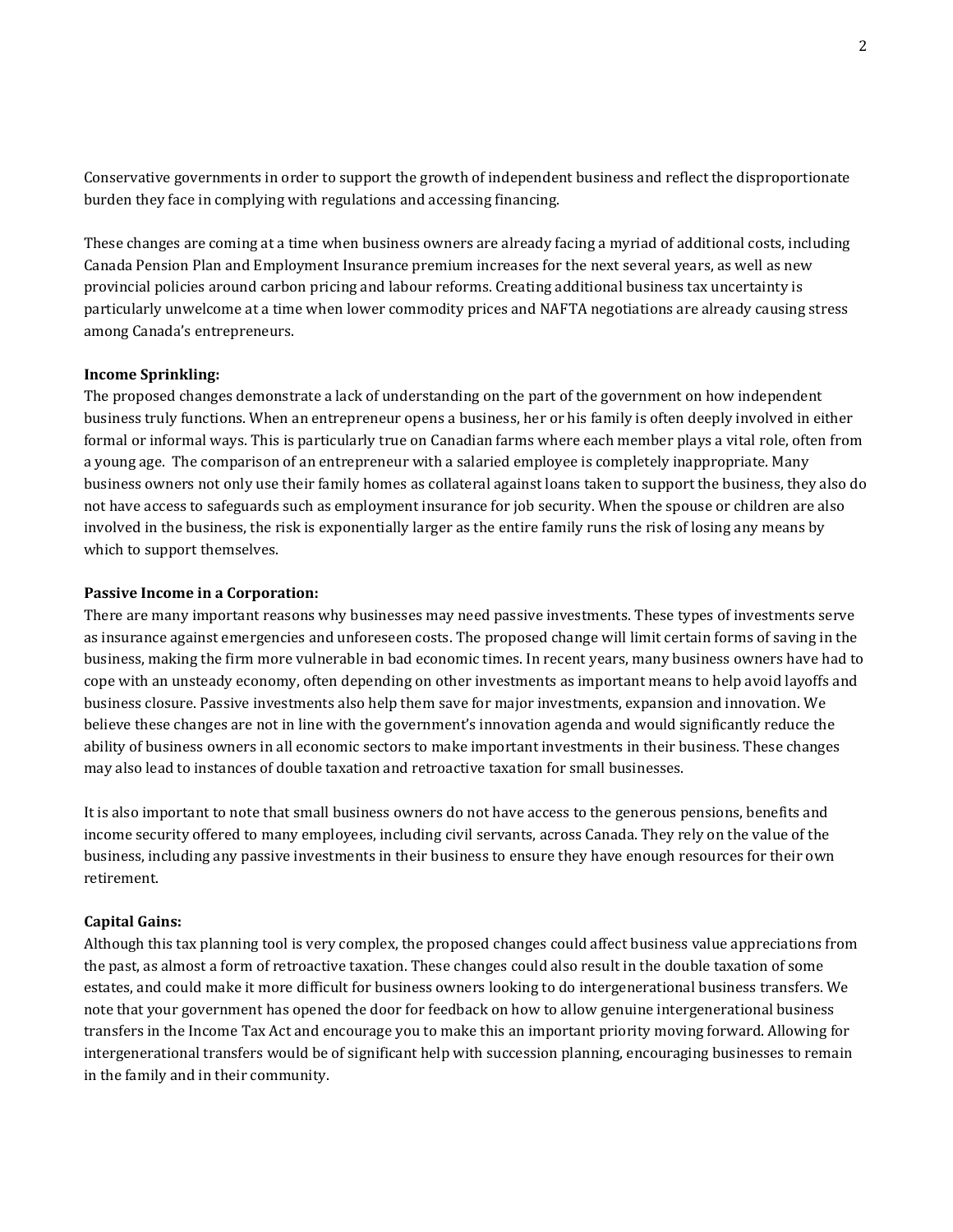Conservative governments in order to support the growth of independent business and reflect the disproportionate burden they face in complying with regulations and accessing financing.

These changes are coming at a time when business owners are already facing a myriad of additional costs, including Canada Pension Plan and Employment Insurance premium increases for the next several years, as well as new provincial policies around carbon pricing and labour reforms. Creating additional business tax uncertainty is particularly unwelcome at a time when lower commodity prices and NAFTA negotiations are already causing stress among Canada's entrepreneurs.

**Income Sprinkling:**
The proposed changes demonstrate a lack of understanding on the part of the government on how independent business truly functions. When an entrepreneur opens a business, her or his family is often deeply involved in either formal or informal ways. This is particularly true on Canadian farms where each member plays a vital role, often from a young age. The comparison of an entrepreneur with a salaried employee is completely inappropriate. Many business owners not only use their family homes as collateral against loans taken to support the business, they also do not have access to safeguards such as employment insurance for job security. When the spouse or children are also involved in the business, the risk is exponentially larger as the entire family runs the risk of losing any means by which to support themselves.

**Passive Income in a Corporation:**
There are many important reasons why businesses may need passive investments. These types of investments serve as insurance against emergencies and unforeseen costs. The proposed change will limit certain forms of saving in the business, making the firm more vulnerable in bad economic times. In recent years, many business owners have had to cope with an unsteady economy, often depending on other investments as important means to help avoid layoffs and business closure. Passive investments also help them save for major investments, expansion and innovation. We believe these changes are not in line with the government's innovation agenda and would significantly reduce the ability of business owners in all economic sectors to make important investments in their business. These changes may also lead to instances of double taxation and retroactive taxation for small businesses.

It is also important to note that small business owners do not have access to the generous pensions, benefits and income security offered to many employees, including civil servants, across Canada. They rely on the value of the business, including any passive investments in their business to ensure they have enough resources for their own retirement.

**Capital Gains:**
Although this tax planning tool is very complex, the proposed changes could affect business value appreciations from the past, as almost a form of retroactive taxation. These changes could also result in the double taxation of some estates, and could make it more difficult for business owners looking to do intergenerational business transfers. We note that your government has opened the door for feedback on how to allow genuine intergenerational business transfers in the Income Tax Act and encourage you to make this an important priority moving forward. Allowing for intergenerational transfers would be of significant help with succession planning, encouraging businesses to remain in the family and in their community.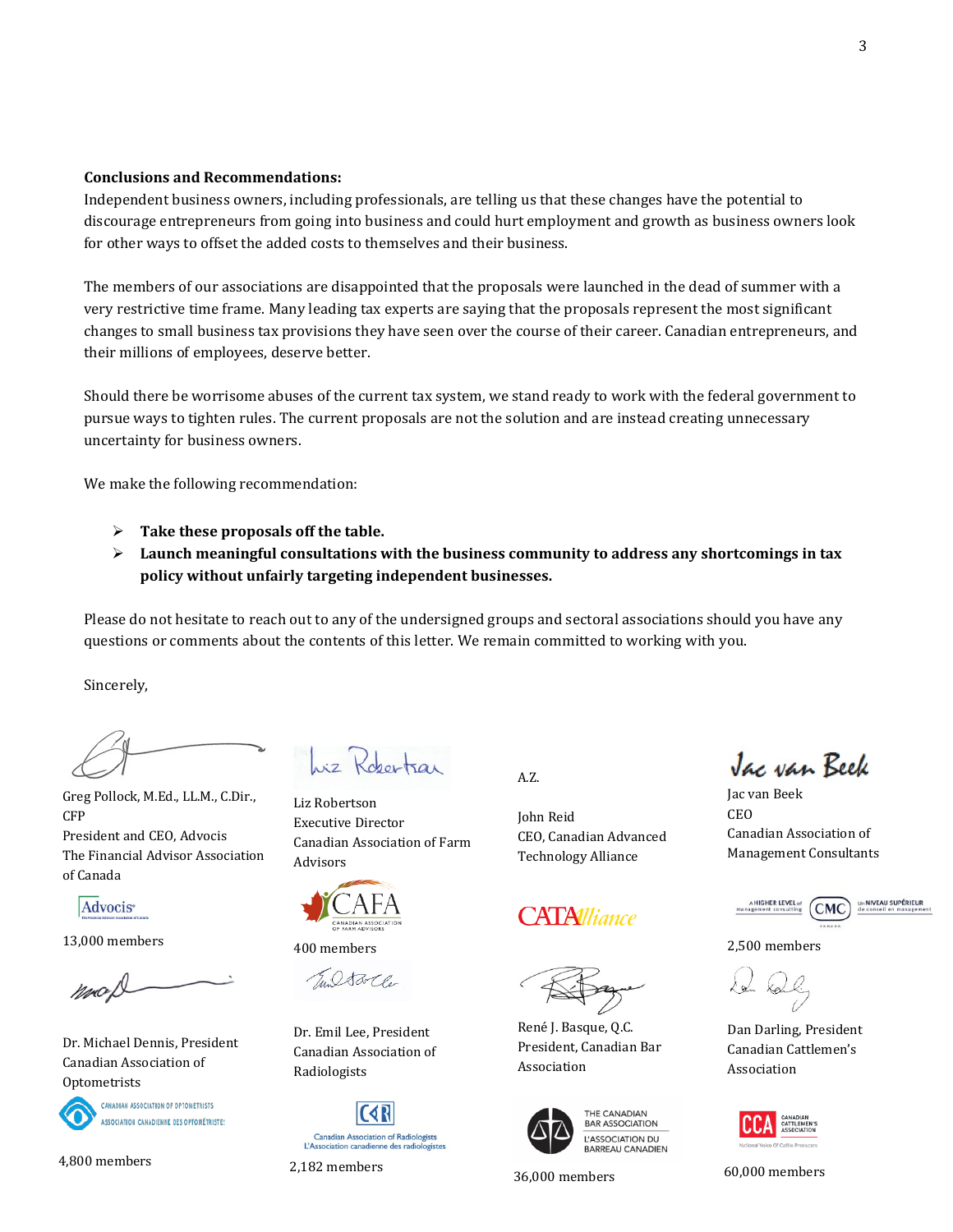**Conclusions and Recommendations:**

Independent business owners, including professionals, are telling us that these changes have the potential to discourage entrepreneurs from going into business and could hurt employment and growth as business owners look for other ways to offset the added costs to themselves and their business.

The members of our associations are disappointed that the proposals were launched in the dead of summer with a very restrictive time frame. Many leading tax experts are saying that the proposals represent the most significant changes to small business tax provisions they have seen over the course of their career. Canadian entrepreneurs, and their millions of employees, deserve better.

Should there be worrisome abuses of the current tax system, we stand ready to work with the federal government to pursue ways to tighten rules. The current proposals are not the solution and are instead creating unnecessary uncertainty for business owners.

We make the following recommendation:

- **Take these proposals off the table.**
- **Launch meaningful consultations with the business community to address any shortcomings in tax policy without unfairly targeting independent businesses.**

Please do not hesitate to reach out to any of the undersigned groups and sectoral associations should you have any questions or comments about the contents of this letter. We remain committed to working with you.

Sincerely,

Greg Pollock, M.Ed., LL.M., C.Dir., CFP
President and CEO, Advocis
The Financial Advisor Association of Canada
13,000 members

Liz Robertson
Executive Director
Canadian Association of Farm Advisors
400 members

A.Z.

John Reid
CEO, Canadian Advanced Technology Alliance

Jac van Beek
CEO
Canadian Association of Management Consultants
2,500 members

Dr. Michael Dennis, President
Canadian Association of Optometrists
4,800 members

Dr. Emil Lee, President
Canadian Association of Radiologists
2,182 members

René J. Basque, Q.C.
President, Canadian Bar Association
36,000 members

Dan Darling, President
Canadian Cattlemen's Association
60,000 members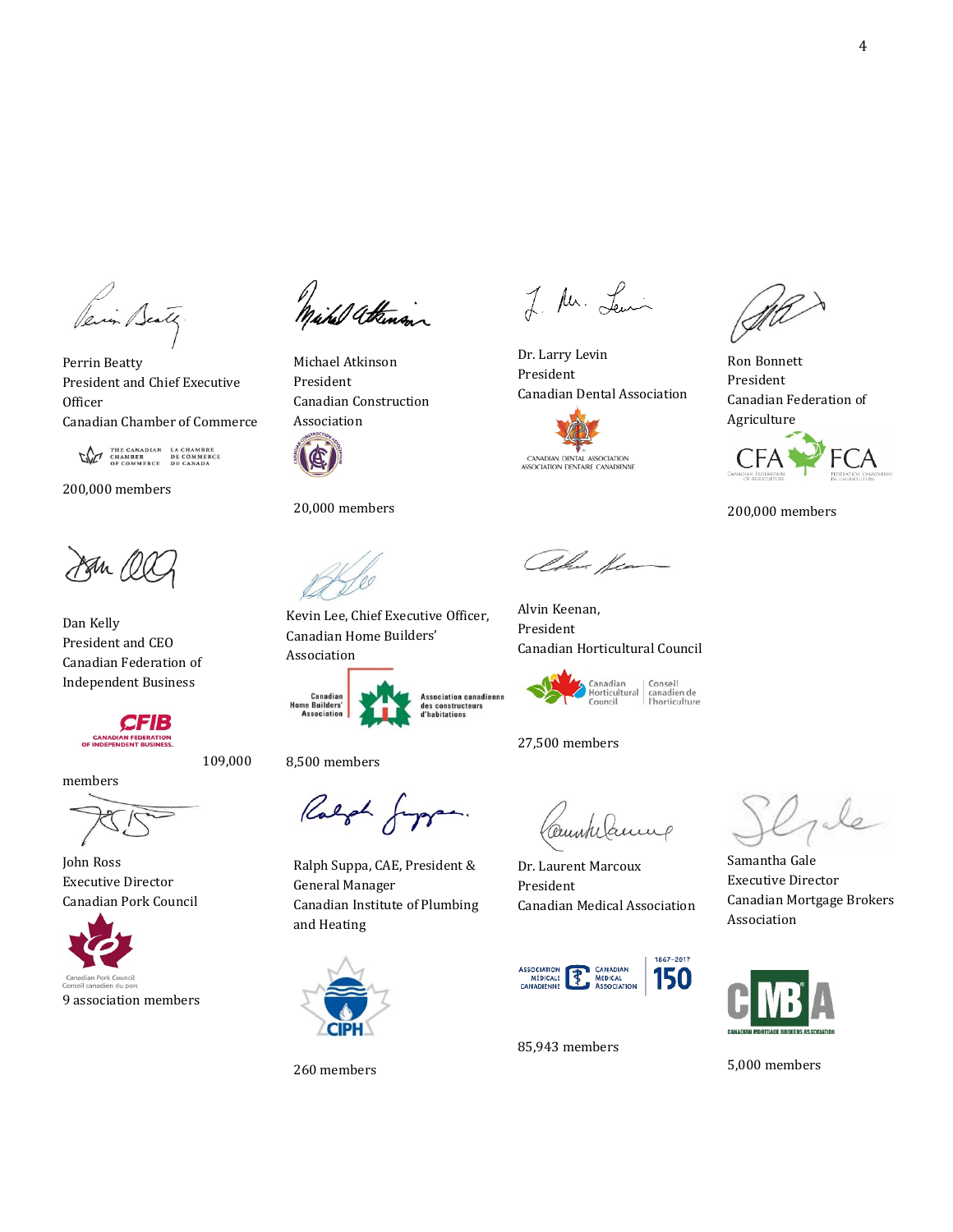Perrin Beatty
President and Chief Executive Officer
Canadian Chamber of Commerce

200,000 members

Michael Atkinson
President
Canadian Construction Association

20,000 members

Dr. Larry Levin
President
Canadian Dental Association

Ron Bonnett
President
Canadian Federation of Agriculture

200,000 members

Dan Kelly
President and CEO
Canadian Federation of Independent Business

109,000 members

Kevin Lee, Chief Executive Officer,
Canadian Home Builders' Association

8,500 members

Alvin Keenan,
President
Canadian Horticultural Council

27,500 members

John Ross
Executive Director
Canadian Pork Council

9 association members

Ralph Suppa, CAE, President & General Manager
Canadian Institute of Plumbing and Heating

260 members

Dr. Laurent Marcoux
President
Canadian Medical Association

85,943 members

Samantha Gale
Executive Director
Canadian Mortgage Brokers Association

5,000 members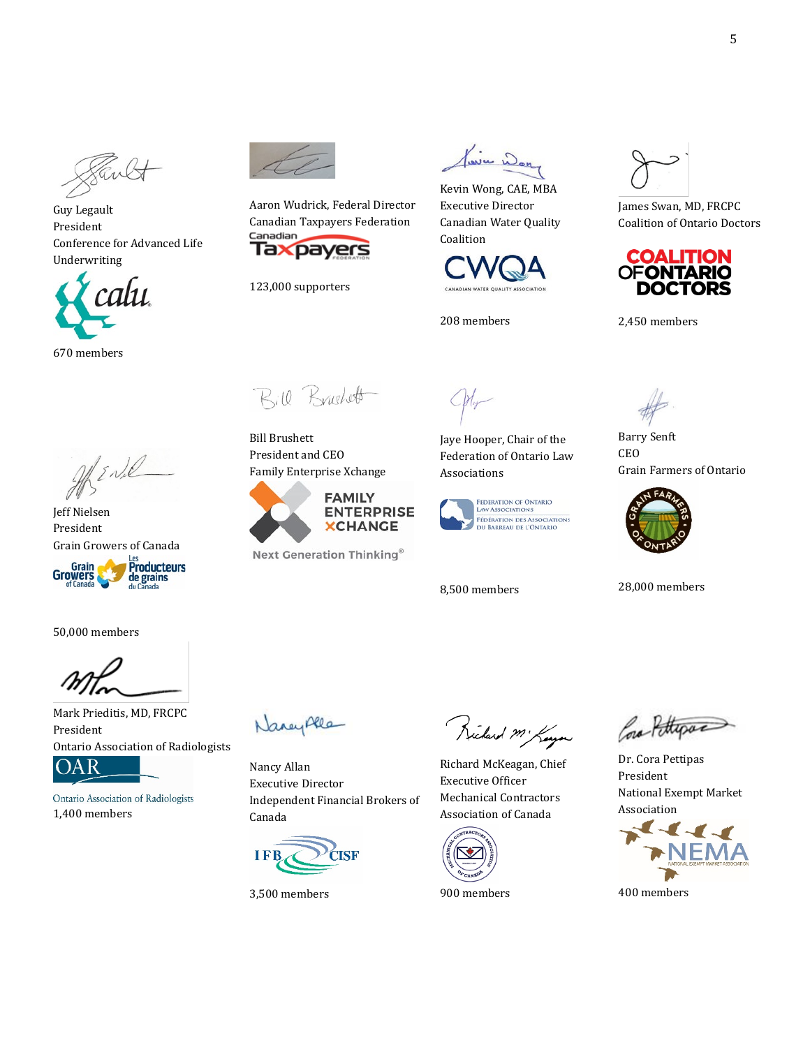Guy Legault
President
Conference for Advanced Life Underwriting

670 members

Aaron Wudrick, Federal Director
Canadian Taxpayers Federation

123,000 supporters

Kevin Wong, CAE, MBA
Executive Director
Canadian Water Quality Coalition

208 members

James Swan, MD, FRCPC
Coalition of Ontario Doctors

2,450 members

Jeff Nielsen
President
Grain Growers of Canada

50,000 members

Bill Brushett
President and CEO
Family Enterprise Xchange

Jaye Hooper, Chair of the Federation of Ontario Law Associations

8,500 members

Barry Senft
CEO
Grain Farmers of Ontario

28,000 members

Mark Prieditis, MD, FRCPC
President
Ontario Association of Radiologists

1,400 members

Nancy Allan
Executive Director
Independent Financial Brokers of Canada

3,500 members

Richard McKeagan, Chief Executive Officer
Mechanical Contractors Association of Canada

900 members

Dr. Cora Pettipas
President
National Exempt Market Association

400 members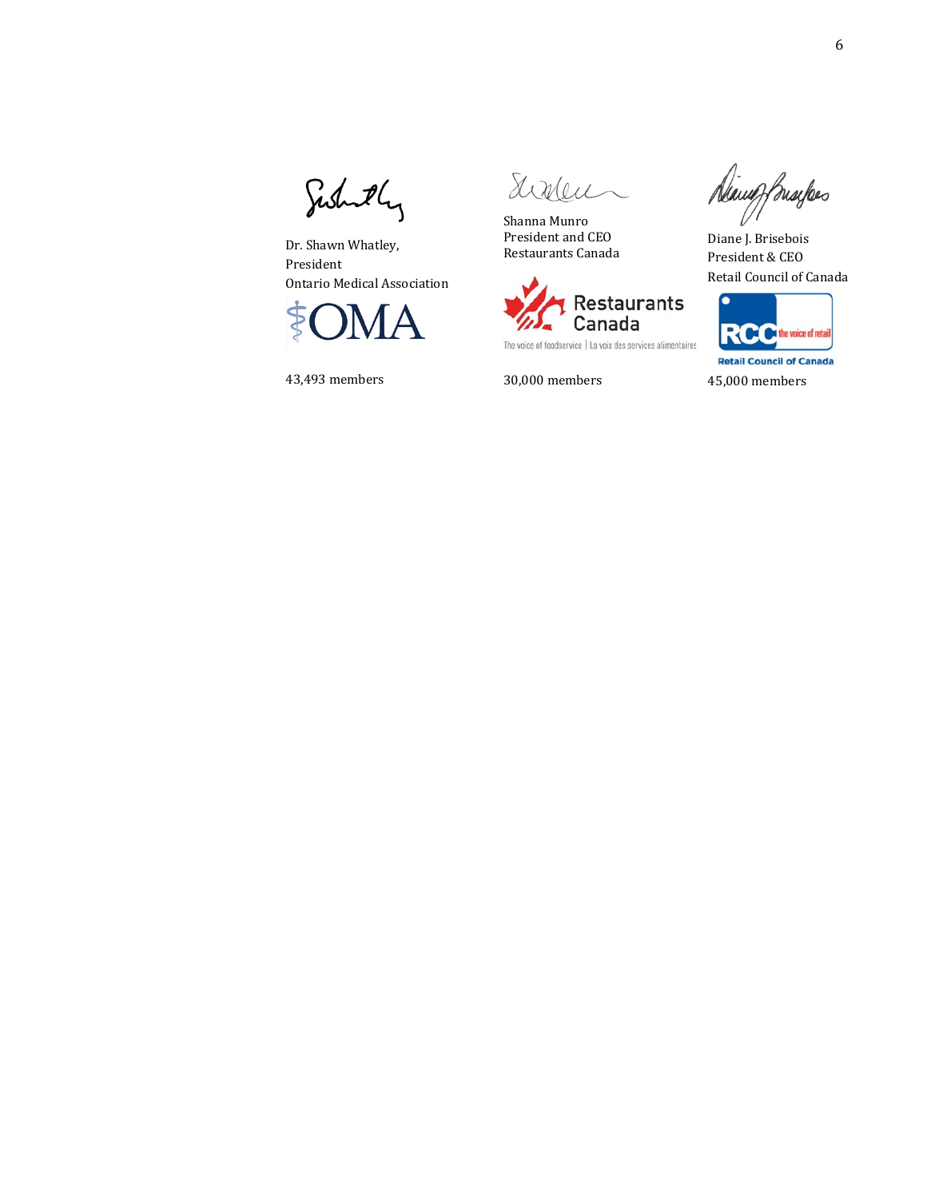Dr. Shawn Whatley,
President
Ontario Medical Association

43,493 members

Shanna Munro
President and CEO
Restaurants Canada

Restaurants Canada
The voice of foodservice | La voix des services alimentaires

30,000 members

Diane J. Brisebois
President & CEO
Retail Council of Canada

RCC the voice of retail
Retail Council of Canada

45,000 members